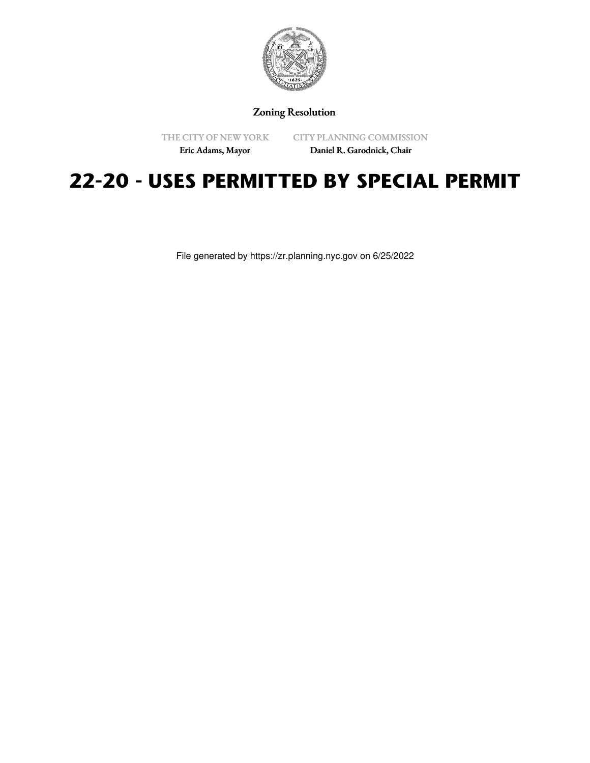Zoning Resolution

THE CITY OF NEW YORK
Eric Adams, Mayor

CITY PLANNING COMMISSION
Daniel R. Garodnick, Chair

# 22-20 - USES PERMITTED BY SPECIAL PERMIT

File generated by https://zr.planning.nyc.gov on 6/25/2022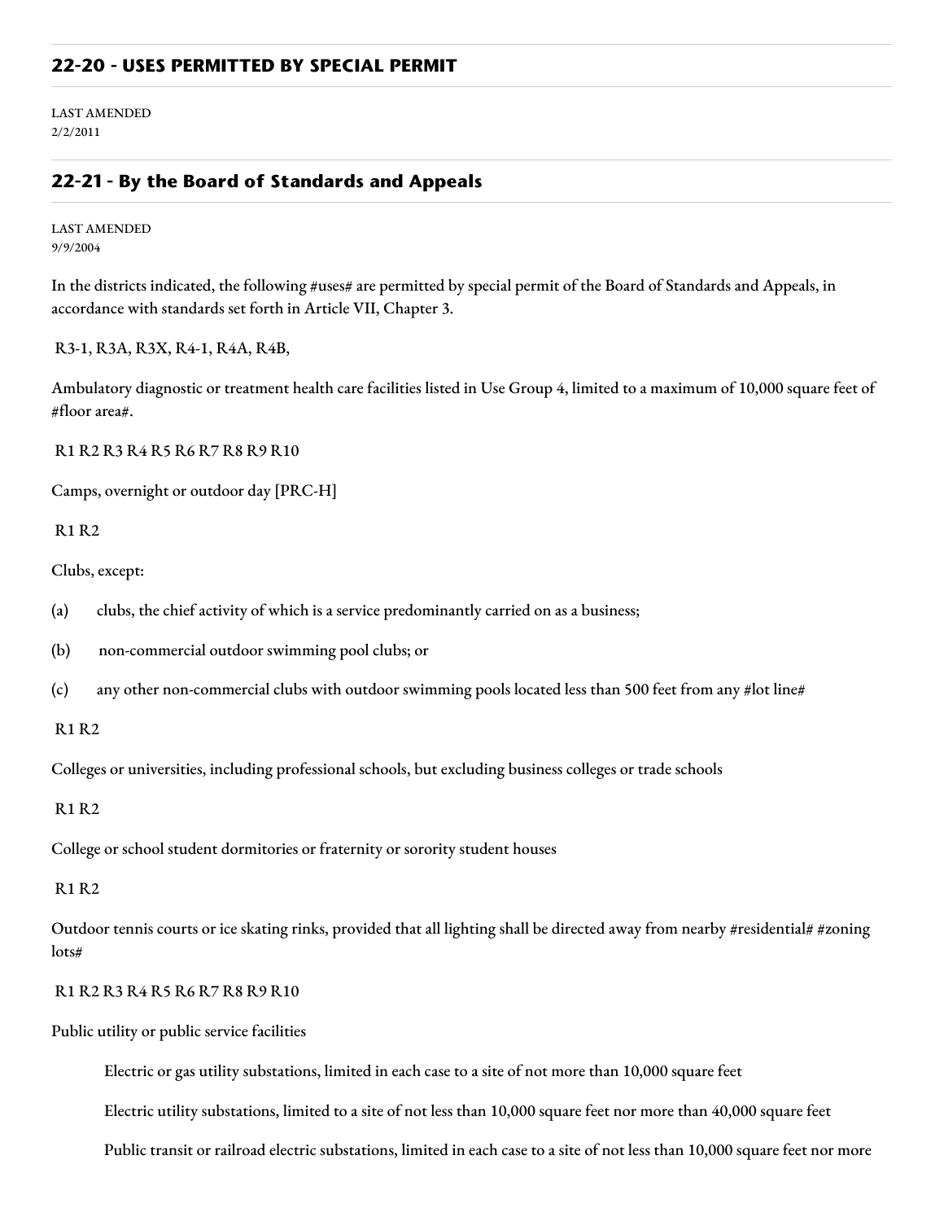## 22-20 - USES PERMITTED BY SPECIAL PERMIT

LAST AMENDED
2/2/2011

## 22-21 - By the Board of Standards and Appeals

LAST AMENDED
9/9/2004

In the districts indicated, the following #uses# are permitted by special permit of the Board of Standards and Appeals, in accordance with standards set forth in Article VII, Chapter 3.

R3-1, R3A, R3X, R4-1, R4A, R4B,

Ambulatory diagnostic or treatment health care facilities listed in Use Group 4, limited to a maximum of 10,000 square feet of #floor area#.

R1 R2 R3 R4 R5 R6 R7 R8 R9 R10

Camps, overnight or outdoor day [PRC-H]

R1 R2

Clubs, except:

(a) clubs, the chief activity of which is a service predominantly carried on as a business;

(b) non-commercial outdoor swimming pool clubs; or

(c) any other non-commercial clubs with outdoor swimming pools located less than 500 feet from any #lot line#

R1 R2

Colleges or universities, including professional schools, but excluding business colleges or trade schools

R1 R2

College or school student dormitories or fraternity or sorority student houses

R1 R2

Outdoor tennis courts or ice skating rinks, provided that all lighting shall be directed away from nearby #residential# #zoning lots#

R1 R2 R3 R4 R5 R6 R7 R8 R9 R10

Public utility or public service facilities

Electric or gas utility substations, limited in each case to a site of not more than 10,000 square feet

Electric utility substations, limited to a site of not less than 10,000 square feet nor more than 40,000 square feet

Public transit or railroad electric substations, limited in each case to a site of not less than 10,000 square feet nor more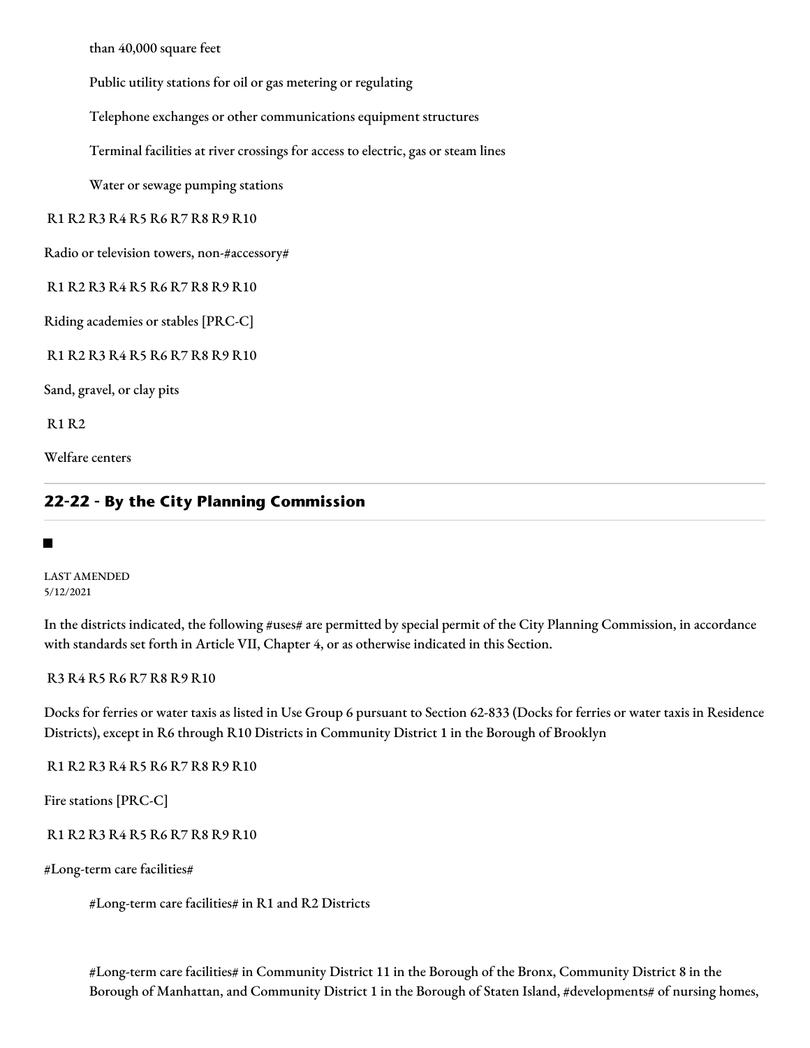than 40,000 square feet

Public utility stations for oil or gas metering or regulating

Telephone exchanges or other communications equipment structures

Terminal facilities at river crossings for access to electric, gas or steam lines

Water or sewage pumping stations

R1 R2 R3 R4 R5 R6 R7 R8 R9 R10

Radio or television towers, non-#accessory#

R1 R2 R3 R4 R5 R6 R7 R8 R9 R10

Riding academies or stables [PRC-C]

R1 R2 R3 R4 R5 R6 R7 R8 R9 R10

Sand, gravel, or clay pits

R1 R2

Welfare centers

## 22-22 - By the City Planning Commission

LAST AMENDED
5/12/2021

In the districts indicated, the following #uses# are permitted by special permit of the City Planning Commission, in accordance with standards set forth in Article VII, Chapter 4, or as otherwise indicated in this Section.

R3 R4 R5 R6 R7 R8 R9 R10

Docks for ferries or water taxis as listed in Use Group 6 pursuant to Section 62-833 (Docks for ferries or water taxis in Residence Districts), except in R6 through R10 Districts in Community District 1 in the Borough of Brooklyn

R1 R2 R3 R4 R5 R6 R7 R8 R9 R10

Fire stations [PRC-C]

R1 R2 R3 R4 R5 R6 R7 R8 R9 R10

#Long-term care facilities#

#Long-term care facilities# in R1 and R2 Districts

#Long-term care facilities# in Community District 11 in the Borough of the Bronx, Community District 8 in the Borough of Manhattan, and Community District 1 in the Borough of Staten Island, #developments# of nursing homes,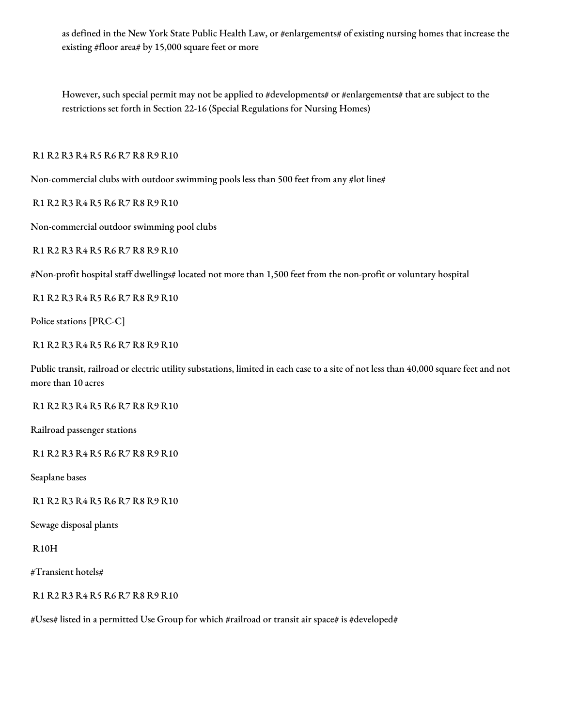as defined in the New York State Public Health Law, or #enlargements# of existing nursing homes that increase the existing #floor area# by 15,000 square feet or more

However, such special permit may not be applied to #developments# or #enlargements# that are subject to the restrictions set forth in Section 22-16 (Special Regulations for Nursing Homes)

R1 R2 R3 R4 R5 R6 R7 R8 R9 R10

Non-commercial clubs with outdoor swimming pools less than 500 feet from any #lot line#

R1 R2 R3 R4 R5 R6 R7 R8 R9 R10

Non-commercial outdoor swimming pool clubs

R1 R2 R3 R4 R5 R6 R7 R8 R9 R10

#Non-profit hospital staff dwellings# located not more than 1,500 feet from the non-profit or voluntary hospital

R1 R2 R3 R4 R5 R6 R7 R8 R9 R10

Police stations [PRC-C]

R1 R2 R3 R4 R5 R6 R7 R8 R9 R10

Public transit, railroad or electric utility substations, limited in each case to a site of not less than 40,000 square feet and not more than 10 acres

R1 R2 R3 R4 R5 R6 R7 R8 R9 R10

Railroad passenger stations

R1 R2 R3 R4 R5 R6 R7 R8 R9 R10

Seaplane bases

R1 R2 R3 R4 R5 R6 R7 R8 R9 R10

Sewage disposal plants

R10H

#Transient hotels#

R1 R2 R3 R4 R5 R6 R7 R8 R9 R10

#Uses# listed in a permitted Use Group for which #railroad or transit air space# is #developed#